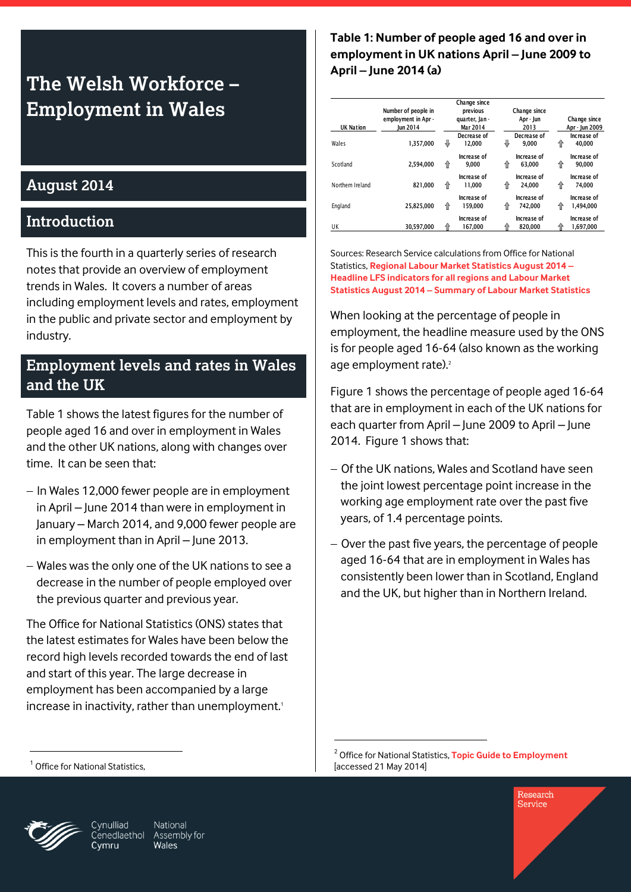# The Welsh Workforce – Employment in Wales

## August 2014

## Introduction

This is the fourth in a quarterly series of research notes that provide an overview of employment trends in Wales. It covers a number of areas including employment levels and rates, employment in the public and private sector and employment by industry.

## Employment levels and rates in Wales and the UK

Table 1 shows the latest figures for the number of people aged 16 and over in employment in Wales and the other UK nations, along with changes over time. It can be seen that:

- In Wales 12,000 fewer people are in employment in April – June 2014 than were in employment in January – March 2014, and 9,000 fewer people are in employment than in April – June 2013.
- Wales was the only one of the UK nations to see a decrease in the number of people employed over the previous quarter and previous year.

The Office for National Statistics (ONS) states that the latest estimates for Wales have been below the record high levels recorded towards the end of last and start of this year. The large decrease in employment has been accompanied by a large increase in inactivity, rather than unemployment.[1]

**Table 1: Number of people aged 16 and over in employment in UK nations April – June 2009 to April – June 2014 (a)**

| UK Nation | Number of people in employment in Apr - Jun 2014 | Change since previous quarter, Jan - Mar 2014 | Change since Apr - Jun 2013 | Change since Apr - Jun 2009 |
|---|---|---|---|---|
| Wales | 1,357,000 | ⇩ Decrease of 12,000 | ⇩ Decrease of 9,000 | ⇧ Increase of 40,000 |
| Scotland | 2,594,000 | ⇧ Increase of 9,000 | ⇧ Increase of 63,000 | ⇧ Increase of 90,000 |
| Northern Ireland | 821,000 | ⇧ Increase of 11,000 | ⇧ Increase of 24,000 | ⇧ Increase of 74,000 |
| England | 25,825,000 | ⇧ Increase of 159,000 | ⇧ Increase of 742,000 | ⇧ Increase of 1,494,000 |
| UK | 30,597,000 | ⇧ Increase of 167,000 | ⇧ Increase of 820,000 | ⇧ Increase of 1,697,000 |

Sources: Research Service calculations from Office for National Statistics, **Regional Labour Market Statistics August 2014 – Headline LFS indicators for all regions and Labour Market Statistics August 2014 – Summary of Labour Market Statistics**

When looking at the percentage of people in employment, the headline measure used by the ONS is for people aged 16-64 (also known as the working age employment rate).[2]

Figure 1 shows the percentage of people aged 16-64 that are in employment in each of the UK nations for each quarter from April – June 2009 to April – June 2014. Figure 1 shows that:

- Of the UK nations, Wales and Scotland have seen the joint lowest percentage point increase in the working age employment rate over the past five years, of 1.4 percentage points.
- Over the past five years, the percentage of people aged 16-64 that are in employment in Wales has consistently been lower than in Scotland, England and the UK, but higher than in Northern Ireland.

[1] Office for National Statistics,

[2] Office for National Statistics, **Topic Guide to Employment** [accessed 21 May 2014]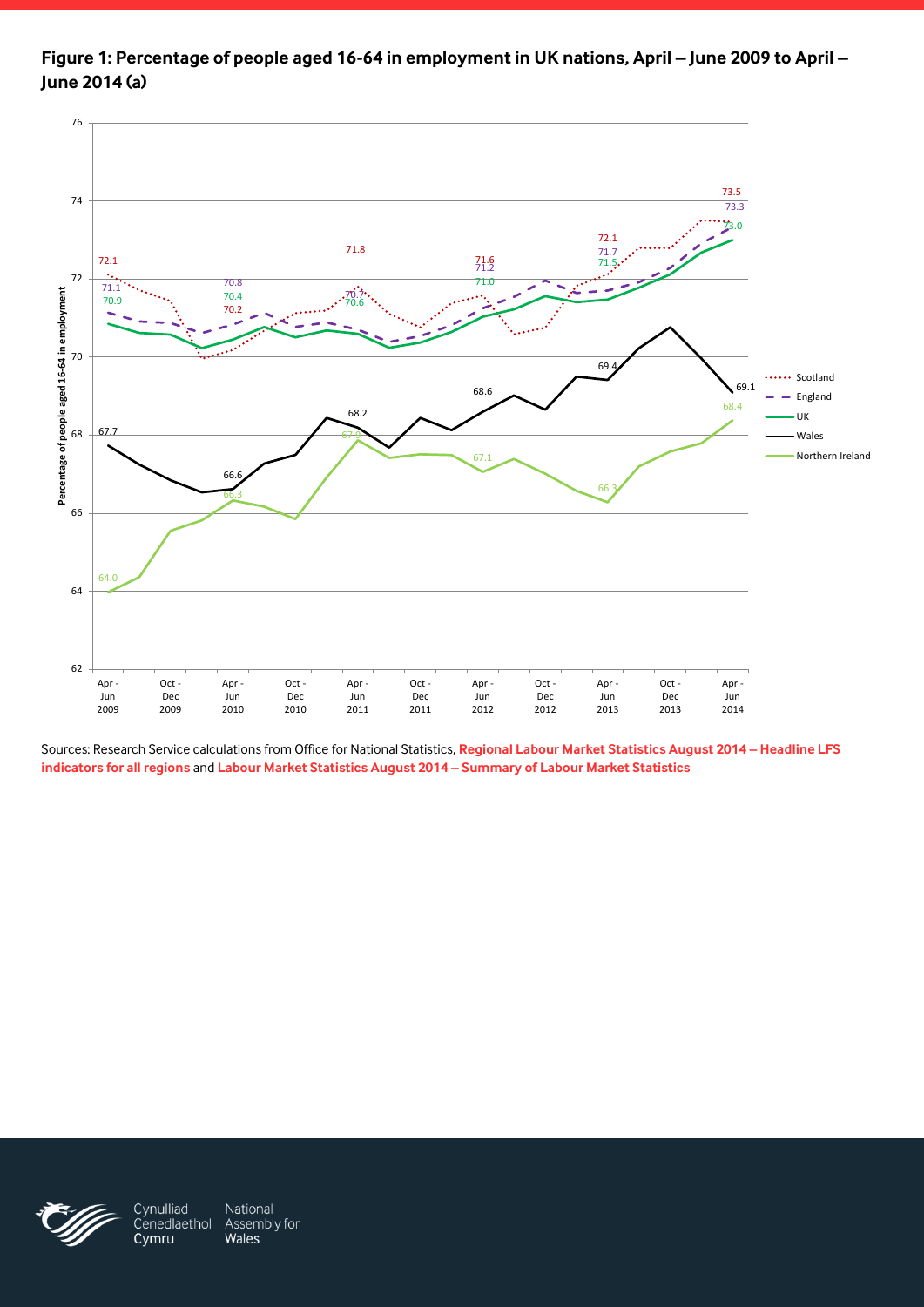**Figure 1: Percentage of people aged 16-64 in employment in UK nations, April – June 2009 to April – June 2014 (a)**

Sources: Research Service calculations from Office for National Statistics, **Regional Labour Market Statistics August 2014 – Headline LFS indicators for all regions** and **Labour Market Statistics August 2014 – Summary of Labour Market Statistics**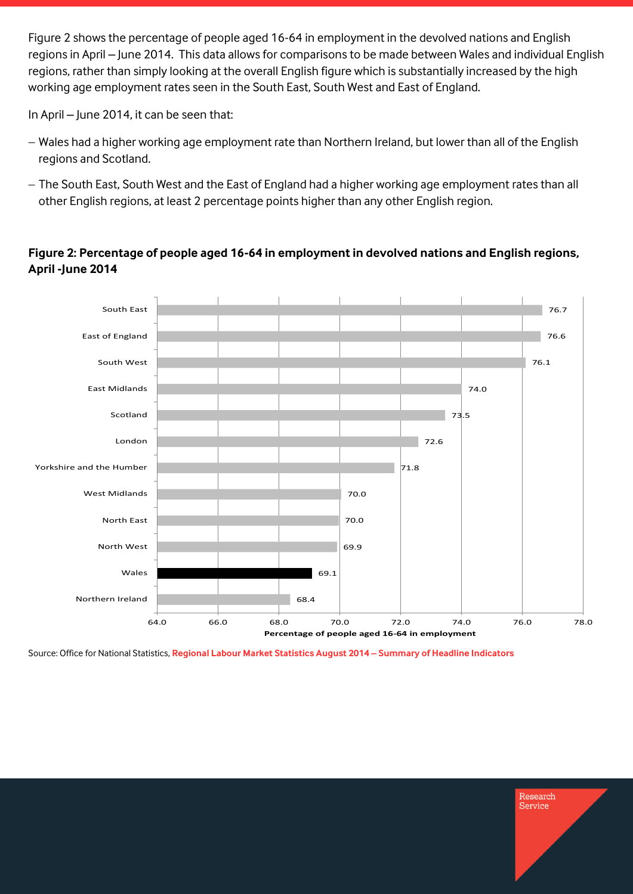Figure 2 shows the percentage of people aged 16-64 in employment in the devolved nations and English regions in April – June 2014. This data allows for comparisons to be made between Wales and individual English regions, rather than simply looking at the overall English figure which is substantially increased by the high working age employment rates seen in the South East, South West and East of England.

In April – June 2014, it can be seen that:

- Wales had a higher working age employment rate than Northern Ireland, but lower than all of the English regions and Scotland.
- The South East, South West and the East of England had a higher working age employment rates than all other English regions, at least 2 percentage points higher than any other English region.

**Figure 2: Percentage of people aged 16-64 in employment in devolved nations and English regions, April -June 2014**

| Region | Percentage of people aged 16-64 in employment |
|---|---|
| South East | 76.7 |
| East of England | 76.6 |
| South West | 76.1 |
| East Midlands | 74.0 |
| Scotland | 73.5 |
| London | 72.6 |
| Yorkshire and the Humber | 71.8 |
| West Midlands | 70.0 |
| North East | 70.0 |
| North West | 69.9 |
| Wales | 69.1 |
| Northern Ireland | 68.4 |

Source: Office for National Statistics, Regional Labour Market Statistics August 2014 – Summary of Headline Indicators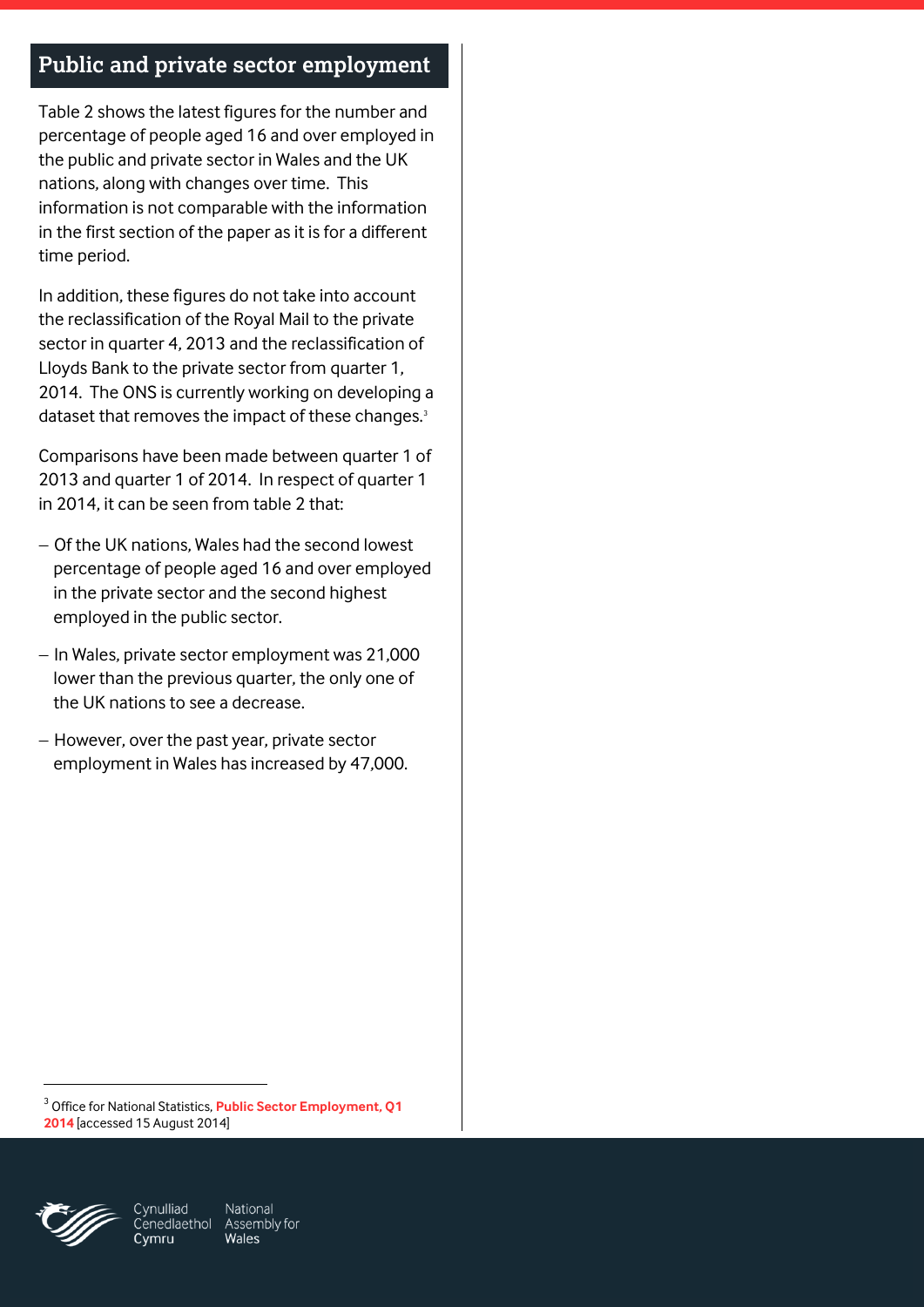## Public and private sector employment

Table 2 shows the latest figures for the number and percentage of people aged 16 and over employed in the public and private sector in Wales and the UK nations, along with changes over time. This information is not comparable with the information in the first section of the paper as it is for a different time period.

In addition, these figures do not take into account the reclassification of the Royal Mail to the private sector in quarter 4, 2013 and the reclassification of Lloyds Bank to the private sector from quarter 1, 2014. The ONS is currently working on developing a dataset that removes the impact of these changes.[3]

Comparisons have been made between quarter 1 of 2013 and quarter 1 of 2014. In respect of quarter 1 in 2014, it can be seen from table 2 that:

- Of the UK nations, Wales had the second lowest percentage of people aged 16 and over employed in the private sector and the second highest employed in the public sector.
- In Wales, private sector employment was 21,000 lower than the previous quarter, the only one of the UK nations to see a decrease.
- However, over the past year, private sector employment in Wales has increased by 47,000.

[3] Office for National Statistics, **Public Sector Employment, Q1 2014** [accessed 15 August 2014]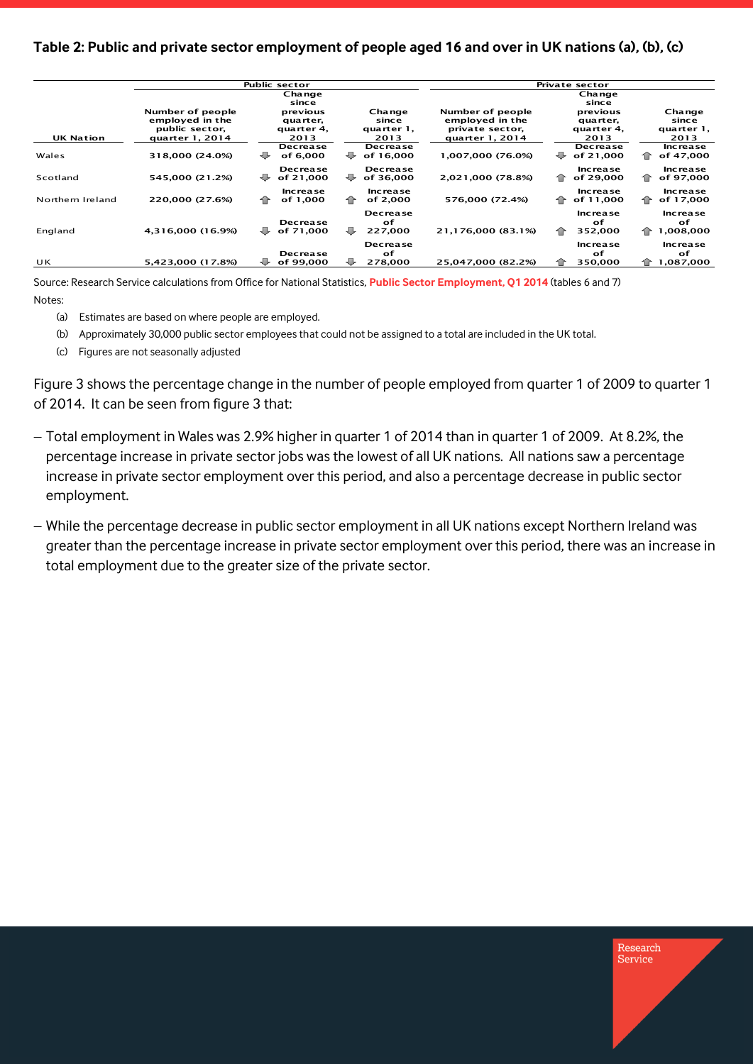**Table 2: Public and private sector employment of people aged 16 and over in UK nations (a), (b), (c)**

| UK Nation | Public sector | | | Private sector | | |
|---|---|---|---|---|---|---|
| | Number of people employed in the public sector, quarter 1, 2014 | Change since previous quarter, quarter 4, 2013 | Change since quarter 1, 2013 | Number of people employed in the private sector, quarter 1, 2014 | Change since previous quarter, quarter 4, 2013 | Change since quarter 1, 2013 |
| Wales | 318,000 (24.0%) | Decrease of 6,000 | Decrease of 16,000 | 1,007,000 (76.0%) | Decrease of 21,000 | Increase of 47,000 |
| Scotland | 545,000 (21.2%) | Decrease of 21,000 | Decrease of 36,000 | 2,021,000 (78.8%) | Increase of 29,000 | Increase of 97,000 |
| Northern Ireland | 220,000 (27.6%) | Increase of 1,000 | Increase of 2,000 | 576,000 (72.4%) | Increase of 11,000 | Increase of 17,000 |
| England | 4,316,000 (16.9%) | Decrease of 71,000 | Decrease of 227,000 | 21,176,000 (83.1%) | Increase of 352,000 | Increase of 1,008,000 |
| UK | 5,423,000 (17.8%) | Decrease of 99,000 | Decrease of 278,000 | 25,047,000 (82.2%) | Increase of 350,000 | Increase of 1,087,000 |

Source: Research Service calculations from Office for National Statistics, **Public Sector Employment, Q1 2014** (tables 6 and 7)

Notes:

(a) Estimates are based on where people are employed.

(b) Approximately 30,000 public sector employees that could not be assigned to a total are included in the UK total.

(c) Figures are not seasonally adjusted

Figure 3 shows the percentage change in the number of people employed from quarter 1 of 2009 to quarter 1 of 2014. It can be seen from figure 3 that:

- Total employment in Wales was 2.9% higher in quarter 1 of 2014 than in quarter 1 of 2009. At 8.2%, the percentage increase in private sector jobs was the lowest of all UK nations. All nations saw a percentage increase in private sector employment over this period, and also a percentage decrease in public sector employment.
- While the percentage decrease in public sector employment in all UK nations except Northern Ireland was greater than the percentage increase in private sector employment over this period, there was an increase in total employment due to the greater size of the private sector.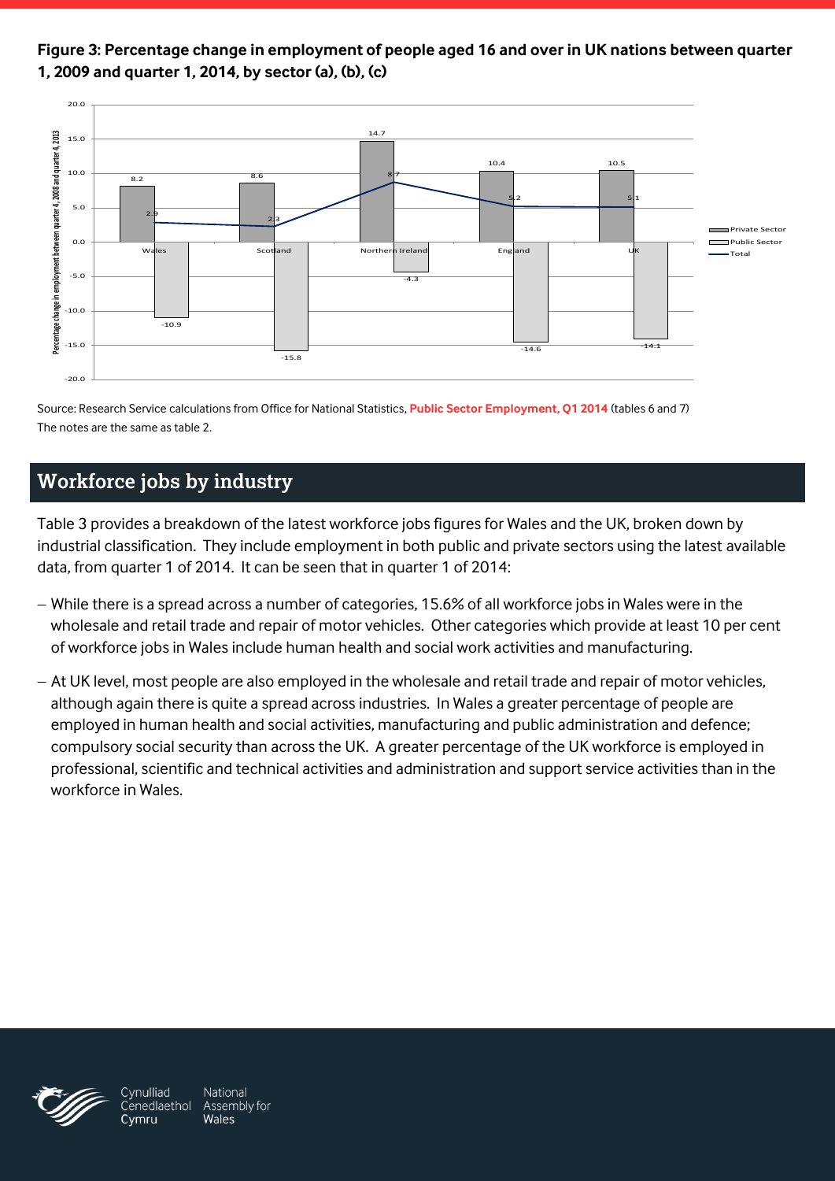**Figure 3: Percentage change in employment of people aged 16 and over in UK nations between quarter 1, 2009 and quarter 1, 2014, by sector (a), (b), (c)**

| | Private Sector | Public Sector | Total |
|---|---|---|---|
| Wales | 8.2 | -10.9 | 2.9 |
| Scotland | 8.6 | -15.8 | 2.3 |
| Northern Ireland | 14.7 | -4.3 | 8.7 |
| England | 10.4 | -14.6 | 5.2 |
| UK | 10.5 | -14.1 | 5.1 |

Source: Research Service calculations from Office for National Statistics, **Public Sector Employment, Q1 2014** (tables 6 and 7)
The notes are the same as table 2.

## Workforce jobs by industry

Table 3 provides a breakdown of the latest workforce jobs figures for Wales and the UK, broken down by industrial classification. They include employment in both public and private sectors using the latest available data, from quarter 1 of 2014. It can be seen that in quarter 1 of 2014:

- While there is a spread across a number of categories, 15.6% of all workforce jobs in Wales were in the wholesale and retail trade and repair of motor vehicles. Other categories which provide at least 10 per cent of workforce jobs in Wales include human health and social work activities and manufacturing.
- At UK level, most people are also employed in the wholesale and retail trade and repair of motor vehicles, although again there is quite a spread across industries. In Wales a greater percentage of people are employed in human health and social activities, manufacturing and public administration and defence; compulsory social security than across the UK. A greater percentage of the UK workforce is employed in professional, scientific and technical activities and administration and support service activities than in the workforce in Wales.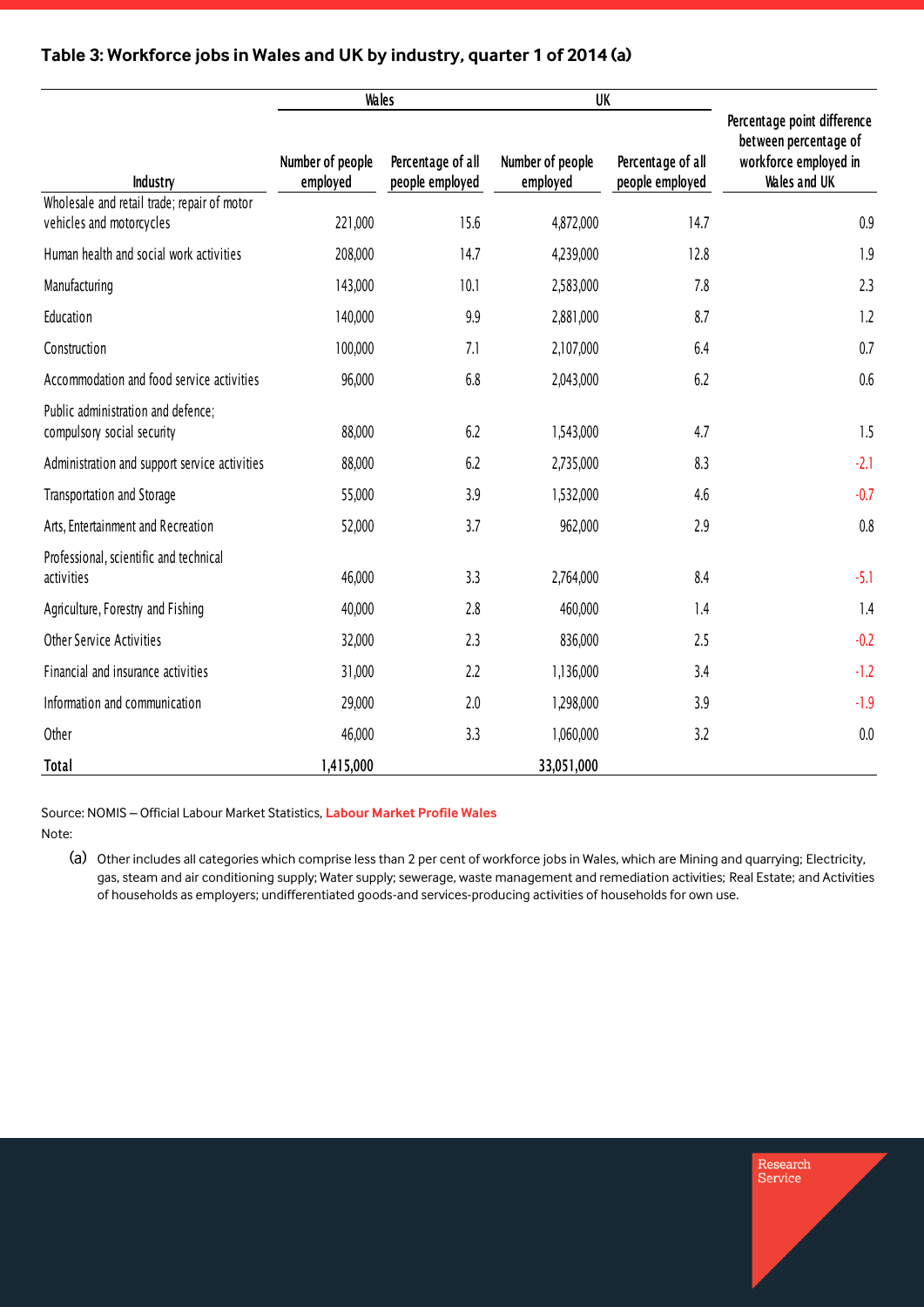### Table 3: Workforce jobs in Wales and UK by industry, quarter 1 of 2014 (a)

| Industry | Wales | | UK | | Percentage point difference between percentage of workforce employed in Wales and UK |
|---|---|---|---|---|---|
| | Number of people employed | Percentage of all people employed | Number of people employed | Percentage of all people employed | |
| Wholesale and retail trade; repair of motor vehicles and motorcycles | 221,000 | 15.6 | 4,872,000 | 14.7 | 0.9 |
| Human health and social work activities | 208,000 | 14.7 | 4,239,000 | 12.8 | 1.9 |
| Manufacturing | 143,000 | 10.1 | 2,583,000 | 7.8 | 2.3 |
| Education | 140,000 | 9.9 | 2,881,000 | 8.7 | 1.2 |
| Construction | 100,000 | 7.1 | 2,107,000 | 6.4 | 0.7 |
| Accommodation and food service activities | 96,000 | 6.8 | 2,043,000 | 6.2 | 0.6 |
| Public administration and defence; compulsory social security | 88,000 | 6.2 | 1,543,000 | 4.7 | 1.5 |
| Administration and support service activities | 88,000 | 6.2 | 2,735,000 | 8.3 | -2.1 |
| Transportation and Storage | 55,000 | 3.9 | 1,532,000 | 4.6 | -0.7 |
| Arts, Entertainment and Recreation | 52,000 | 3.7 | 962,000 | 2.9 | 0.8 |
| Professional, scientific and technical activities | 46,000 | 3.3 | 2,764,000 | 8.4 | -5.1 |
| Agriculture, Forestry and Fishing | 40,000 | 2.8 | 460,000 | 1.4 | 1.4 |
| Other Service Activities | 32,000 | 2.3 | 836,000 | 2.5 | -0.2 |
| Financial and insurance activities | 31,000 | 2.2 | 1,136,000 | 3.4 | -1.2 |
| Information and communication | 29,000 | 2.0 | 1,298,000 | 3.9 | -1.9 |
| Other | 46,000 | 3.3 | 1,060,000 | 3.2 | 0.0 |
| **Total** | **1,415,000** | | **33,051,000** | | |

Source: NOMIS – Official Labour Market Statistics, **Labour Market Profile Wales**

Note:

(a) Other includes all categories which comprise less than 2 per cent of workforce jobs in Wales, which are Mining and quarrying; Electricity, gas, steam and air conditioning supply; Water supply; sewerage, waste management and remediation activities; Real Estate; and Activities of households as employers; undifferentiated goods-and services-producing activities of households for own use.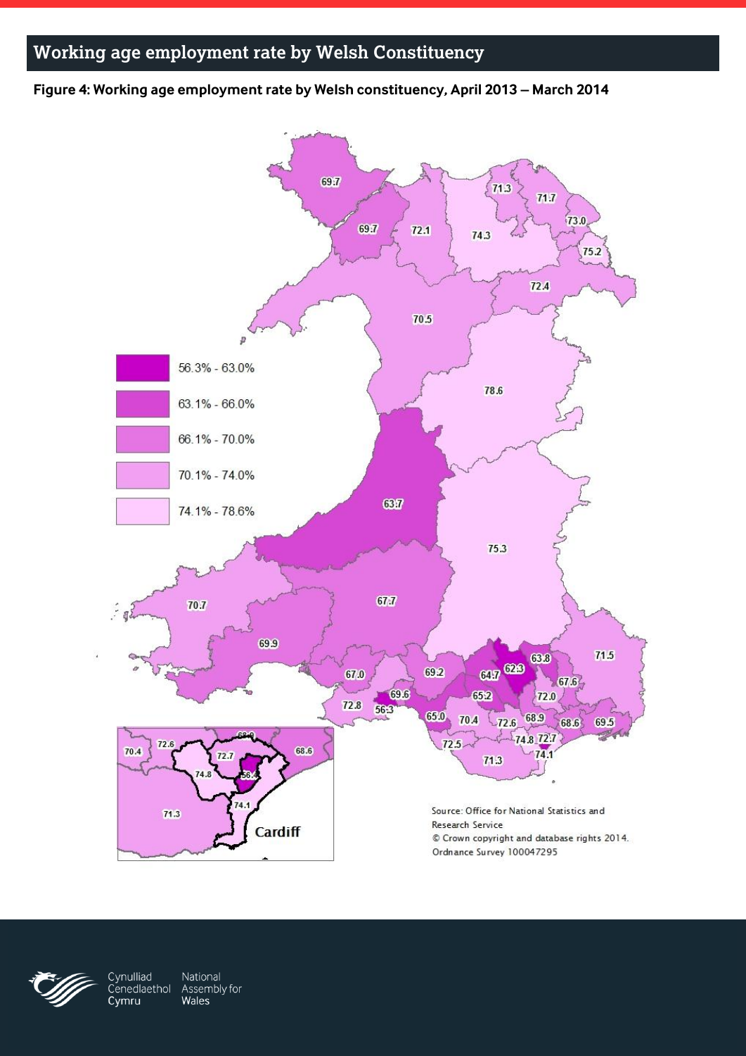## Working age employment rate by Welsh Constituency

**Figure 4: Working age employment rate by Welsh constituency, April 2013 – March 2014**

| Legend |
|---|
| 56.3% - 63.0% |
| 63.1% - 66.0% |
| 66.1% - 70.0% |
| 70.1% - 74.0% |
| 74.1% - 78.6% |

Source: Office for National Statistics and Research Service
© Crown copyright and database rights 2014. Ordnance Survey 100047295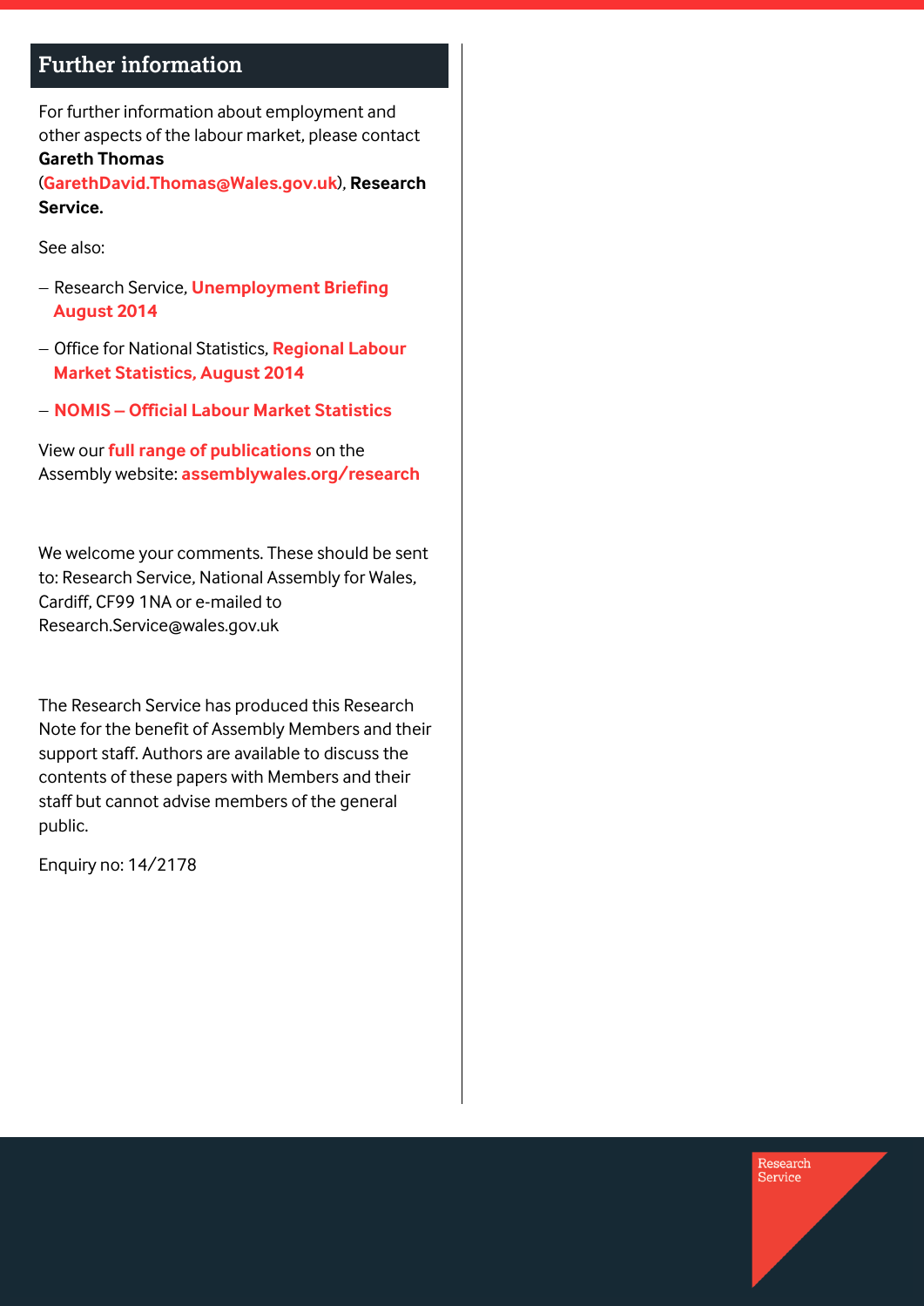## Further information

For further information about employment and other aspects of the labour market, please contact **Gareth Thomas** (GarethDavid.Thomas@Wales.gov.uk), **Research Service.**

See also:

- Research Service, **Unemployment Briefing August 2014**
- Office for National Statistics, **Regional Labour Market Statistics, August 2014**
- **NOMIS – Official Labour Market Statistics**

View our **full range of publications** on the Assembly website: **assemblywales.org/research**

We welcome your comments. These should be sent to: Research Service, National Assembly for Wales, Cardiff, CF99 1NA or e-mailed to Research.Service@wales.gov.uk

The Research Service has produced this Research Note for the benefit of Assembly Members and their support staff. Authors are available to discuss the contents of these papers with Members and their staff but cannot advise members of the general public.

Enquiry no: 14/2178

Research Service